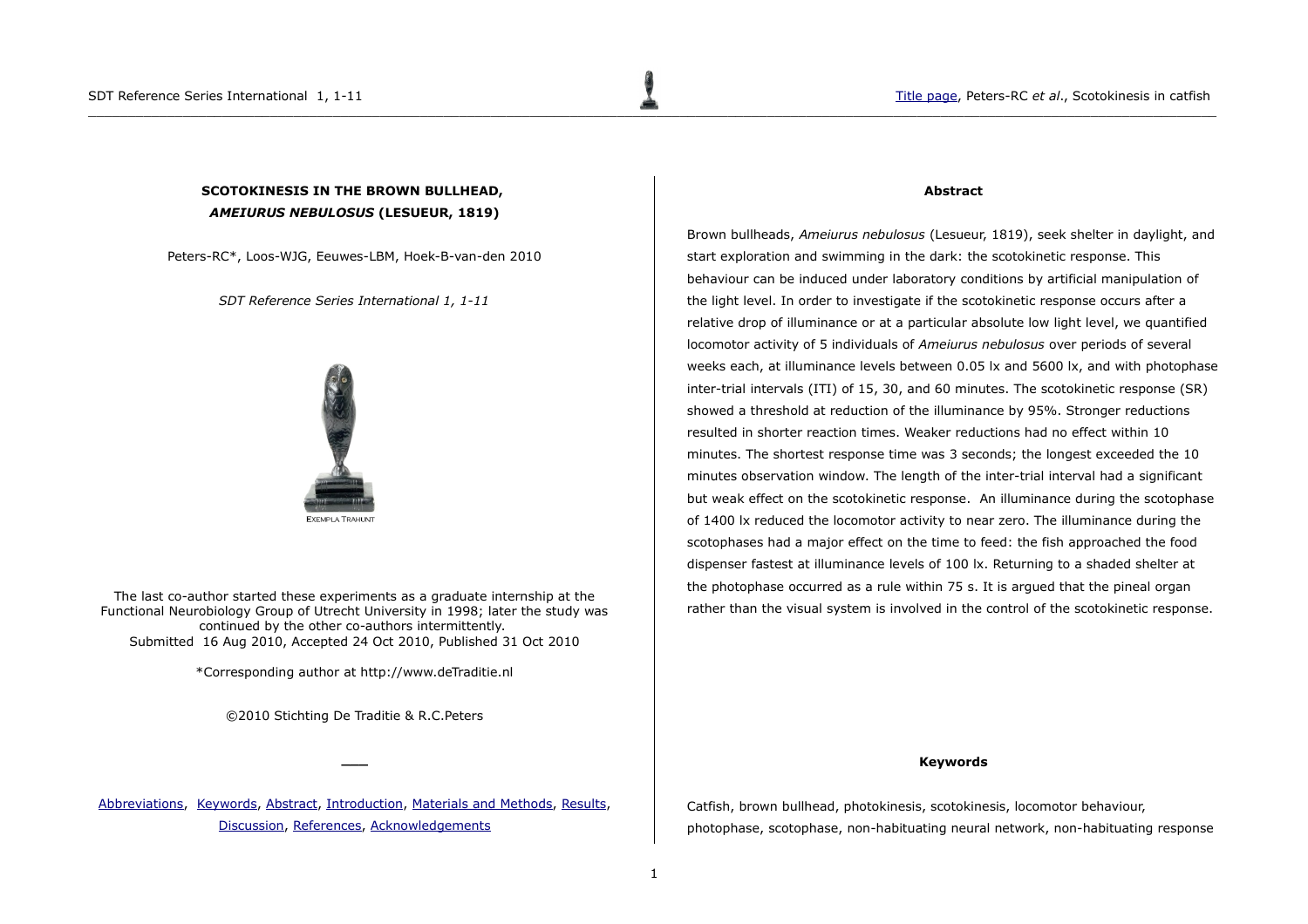# SCOTOKINESIS IN THE BROWN BULLHEAD, *AMEIURUS NEBULOSUS* (LESUEUR, 1819)

Peters-RC*, Loos-WJG, Eeuwes-LBM, Hoek-B-van-den 2010

*SDT Reference Series International 1, 1-11*

EXEMPLA TRAHUNT

The last co-author started these experiments as a graduate internship at the Functional Neurobiology Group of Utrecht University in 1998; later the study was continued by the other co-authors intermittently.
Submitted 16 Aug 2010, Accepted 24 Oct 2010, Published 31 Oct 2010

*Corresponding author at http://www.deTraditie.nl

©2010 Stichting De Traditie & R.C.Peters

Abbreviations, Keywords, Abstract, Introduction, Materials and Methods, Results, Discussion, References, Acknowledgements

## Abstract

Brown bullheads, *Ameiurus nebulosus* (Lesueur, 1819), seek shelter in daylight, and start exploration and swimming in the dark: the scotokinetic response. This behaviour can be induced under laboratory conditions by artificial manipulation of the light level. In order to investigate if the scotokinetic response occurs after a relative drop of illuminance or at a particular absolute low light level, we quantified locomotor activity of 5 individuals of *Ameiurus nebulosus* over periods of several weeks each, at illuminance levels between 0.05 lx and 5600 lx, and with photophase inter-trial intervals (ITI) of 15, 30, and 60 minutes. The scotokinetic response (SR) showed a threshold at reduction of the illuminance by 95%. Stronger reductions resulted in shorter reaction times. Weaker reductions had no effect within 10 minutes. The shortest response time was 3 seconds; the longest exceeded the 10 minutes observation window. The length of the inter-trial interval had a significant but weak effect on the scotokinetic response. An illuminance during the scotophase of 1400 lx reduced the locomotor activity to near zero. The illuminance during the scotophases had a major effect on the time to feed: the fish approached the food dispenser fastest at illuminance levels of 100 lx. Returning to a shaded shelter at the photophase occurred as a rule within 75 s. It is argued that the pineal organ rather than the visual system is involved in the control of the scotokinetic response.

## Keywords

Catfish, brown bullhead, photokinesis, scotokinesis, locomotor behaviour, photophase, scotophase, non-habituating neural network, non-habituating response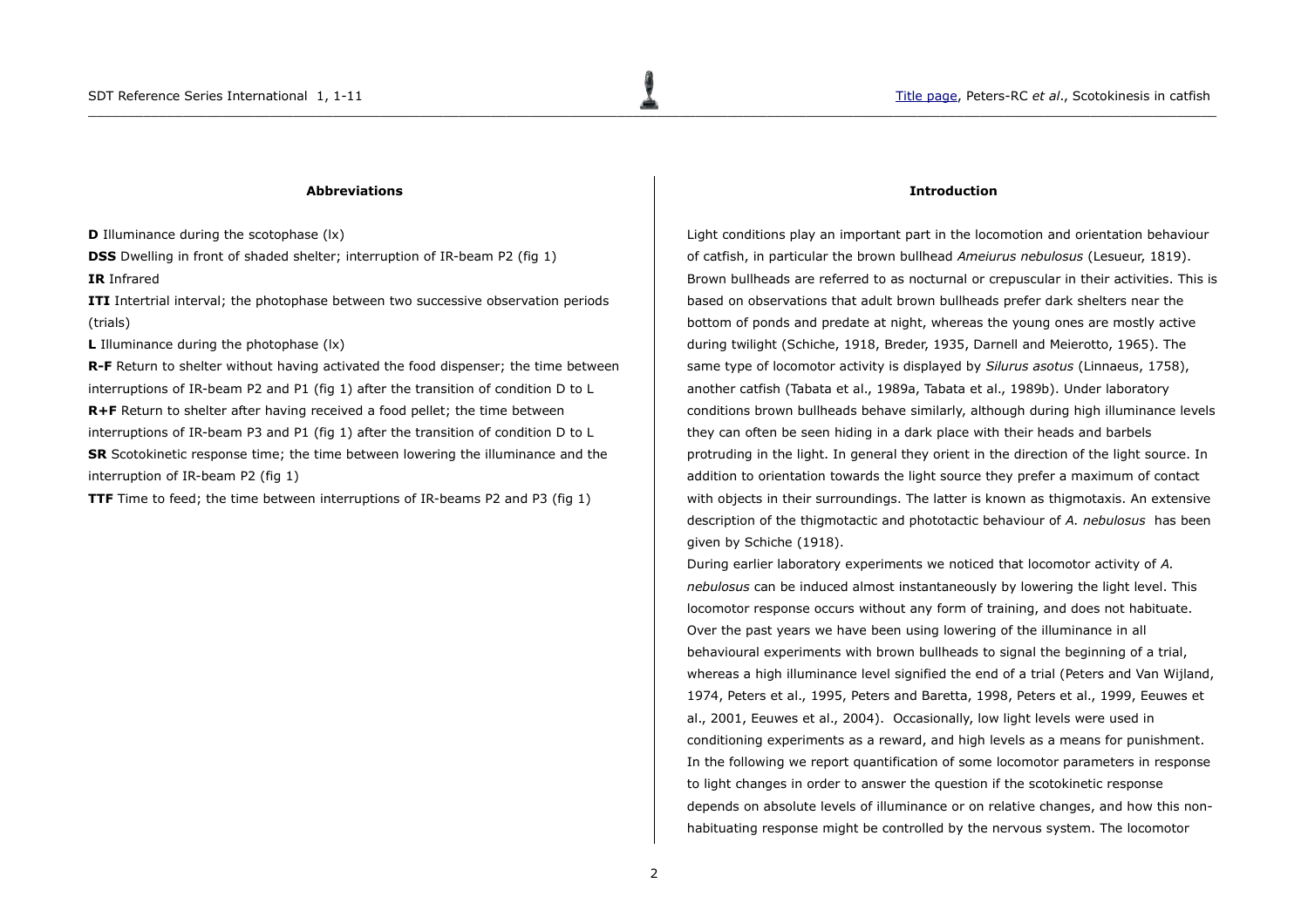## Abbreviations

**D** Illuminance during the scotophase (lx)

**DSS** Dwelling in front of shaded shelter; interruption of IR-beam P2 (fig 1)

**IR** Infrared

**ITI** Intertrial interval; the photophase between two successive observation periods (trials)

**L** Illuminance during the photophase (lx)

**R-F** Return to shelter without having activated the food dispenser; the time between interruptions of IR-beam P2 and P1 (fig 1) after the transition of condition D to L

**R+F** Return to shelter after having received a food pellet; the time between interruptions of IR-beam P3 and P1 (fig 1) after the transition of condition D to L

**SR** Scotokinetic response time; the time between lowering the illuminance and the interruption of IR-beam P2 (fig 1)

**TTF** Time to feed; the time between interruptions of IR-beams P2 and P3 (fig 1)

## Introduction

Light conditions play an important part in the locomotion and orientation behaviour of catfish, in particular the brown bullhead *Ameiurus nebulosus* (Lesueur, 1819). Brown bullheads are referred to as nocturnal or crepuscular in their activities. This is based on observations that adult brown bullheads prefer dark shelters near the bottom of ponds and predate at night, whereas the young ones are mostly active during twilight (Schiche, 1918, Breder, 1935, Darnell and Meierotto, 1965). The same type of locomotor activity is displayed by *Silurus asotus* (Linnaeus, 1758), another catfish (Tabata et al., 1989a, Tabata et al., 1989b). Under laboratory conditions brown bullheads behave similarly, although during high illuminance levels they can often be seen hiding in a dark place with their heads and barbels protruding in the light. In general they orient in the direction of the light source. In addition to orientation towards the light source they prefer a maximum of contact with objects in their surroundings. The latter is known as thigmotaxis. An extensive description of the thigmotactic and phototactic behaviour of *A. nebulosus* has been given by Schiche (1918).

During earlier laboratory experiments we noticed that locomotor activity of *A. nebulosus* can be induced almost instantaneously by lowering the light level. This locomotor response occurs without any form of training, and does not habituate. Over the past years we have been using lowering of the illuminance in all behavioural experiments with brown bullheads to signal the beginning of a trial, whereas a high illuminance level signified the end of a trial (Peters and Van Wijland, 1974, Peters et al., 1995, Peters and Baretta, 1998, Peters et al., 1999, Eeuwes et al., 2001, Eeuwes et al., 2004). Occasionally, low light levels were used in conditioning experiments as a reward, and high levels as a means for punishment. In the following we report quantification of some locomotor parameters in response to light changes in order to answer the question if the scotokinetic response depends on absolute levels of illuminance or on relative changes, and how this non-habituating response might be controlled by the nervous system. The locomotor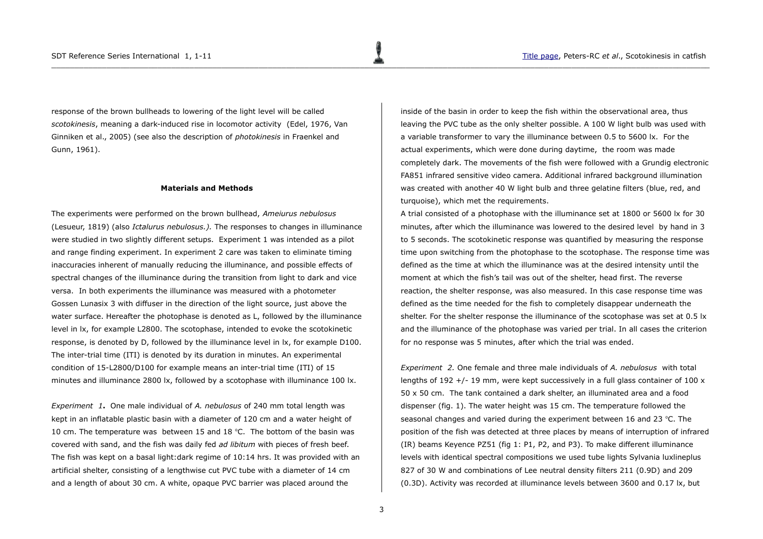response of the brown bullheads to lowering of the light level will be called *scotokinesis*, meaning a dark-induced rise in locomotor activity (Edel, 1976, Van Ginniken et al., 2005) (see also the description of *photokinesis* in Fraenkel and Gunn, 1961).

## Materials and Methods

The experiments were performed on the brown bullhead, *Ameiurus nebulosus* (Lesueur, 1819) (also *Ictalurus nebulosus.).* The responses to changes in illuminance were studied in two slightly different setups. Experiment 1 was intended as a pilot and range finding experiment. In experiment 2 care was taken to eliminate timing inaccuracies inherent of manually reducing the illuminance, and possible effects of spectral changes of the illuminance during the transition from light to dark and vice versa. In both experiments the illuminance was measured with a photometer Gossen Lunasix 3 with diffuser in the direction of the light source, just above the water surface. Hereafter the photophase is denoted as L, followed by the illuminance level in lx, for example L2800. The scotophase, intended to evoke the scotokinetic response, is denoted by D, followed by the illuminance level in lx, for example D100. The inter-trial time (ITI) is denoted by its duration in minutes. An experimental condition of 15-L2800/D100 for example means an inter-trial time (ITI) of 15 minutes and illuminance 2800 lx, followed by a scotophase with illuminance 100 lx.

*Experiment 1***.** One male individual of *A. nebulosus* of 240 mm total length was kept in an inflatable plastic basin with a diameter of 120 cm and a water height of 10 cm. The temperature was between 15 and 18 °C. The bottom of the basin was covered with sand, and the fish was daily fed *ad libitum* with pieces of fresh beef. The fish was kept on a basal light:dark regime of 10:14 hrs. It was provided with an artificial shelter, consisting of a lengthwise cut PVC tube with a diameter of 14 cm and a length of about 30 cm. A white, opaque PVC barrier was placed around the inside of the basin in order to keep the fish within the observational area, thus leaving the PVC tube as the only shelter possible. A 100 W light bulb was used with a variable transformer to vary the illuminance between 0.5 to 5600 lx. For the actual experiments, which were done during daytime, the room was made completely dark. The movements of the fish were followed with a Grundig electronic FA851 infrared sensitive video camera. Additional infrared background illumination was created with another 40 W light bulb and three gelatine filters (blue, red, and turquoise), which met the requirements.

A trial consisted of a photophase with the illuminance set at 1800 or 5600 lx for 30 minutes, after which the illuminance was lowered to the desired level by hand in 3 to 5 seconds. The scotokinetic response was quantified by measuring the response time upon switching from the photophase to the scotophase. The response time was defined as the time at which the illuminance was at the desired intensity until the moment at which the fish's tail was out of the shelter, head first. The reverse reaction, the shelter response, was also measured. In this case response time was defined as the time needed for the fish to completely disappear underneath the shelter. For the shelter response the illuminance of the scotophase was set at 0.5 lx and the illuminance of the photophase was varied per trial. In all cases the criterion for no response was 5 minutes, after which the trial was ended.

*Experiment 2.* One female and three male individuals of *A. nebulosus* with total lengths of 192 +/- 19 mm, were kept successively in a full glass container of 100 x 50 x 50 cm. The tank contained a dark shelter, an illuminated area and a food dispenser (fig. 1). The water height was 15 cm. The temperature followed the seasonal changes and varied during the experiment between 16 and 23 °C. The position of the fish was detected at three places by means of interruption of infrared (IR) beams Keyence PZ51 (fig 1: P1, P2, and P3). To make different illuminance levels with identical spectral compositions we used tube lights Sylvania luxlineplus 827 of 30 W and combinations of Lee neutral density filters 211 (0.9D) and 209 (0.3D). Activity was recorded at illuminance levels between 3600 and 0.17 lx, but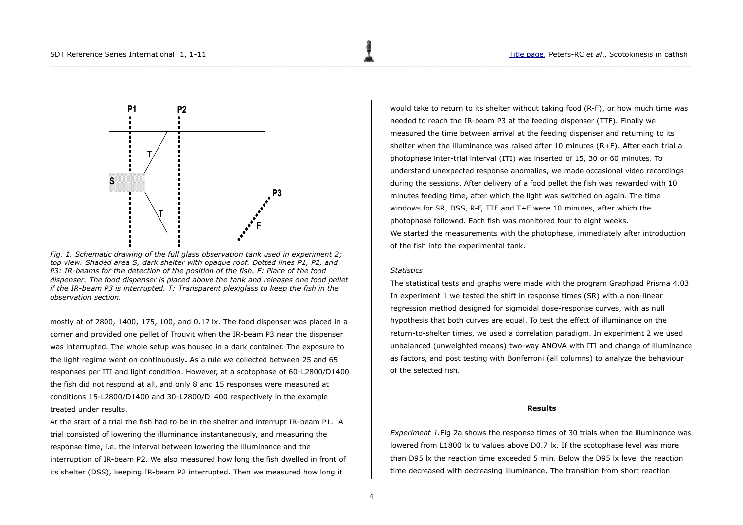*Fig. 1. Schematic drawing of the full glass observation tank used in experiment 2; top view. Shaded area S, dark shelter with opaque roof. Dotted lines P1, P2, and P3: IR-beams for the detection of the position of the fish. F: Place of the food dispenser. The food dispenser is placed above the tank and releases one food pellet if the IR-beam P3 is interrupted. T: Transparent plexiglass to keep the fish in the observation section.*

mostly at of 2800, 1400, 175, 100, and 0.17 lx. The food dispenser was placed in a corner and provided one pellet of Trouvit when the IR-beam P3 near the dispenser was interrupted. The whole setup was housed in a dark container. The exposure to the light regime went on continuously**.** As a rule we collected between 25 and 65 responses per ITI and light condition. However, at a scotophase of 60-L2800/D1400 the fish did not respond at all, and only 8 and 15 responses were measured at conditions 15-L2800/D1400 and 30-L2800/D1400 respectively in the example treated under results.

At the start of a trial the fish had to be in the shelter and interrupt IR-beam P1. A trial consisted of lowering the illuminance instantaneously, and measuring the response time, i.e. the interval between lowering the illuminance and the interruption of IR-beam P2. We also measured how long the fish dwelled in front of its shelter (DSS), keeping IR-beam P2 interrupted. Then we measured how long it would take to return to its shelter without taking food (R-F), or how much time was needed to reach the IR-beam P3 at the feeding dispenser (TTF). Finally we measured the time between arrival at the feeding dispenser and returning to its shelter when the illuminance was raised after 10 minutes (R+F). After each trial a photophase inter-trial interval (ITI) was inserted of 15, 30 or 60 minutes. To understand unexpected response anomalies, we made occasional video recordings during the sessions. After delivery of a food pellet the fish was rewarded with 10 minutes feeding time, after which the light was switched on again. The time windows for SR, DSS, R-F, TTF and T+F were 10 minutes, after which the photophase followed. Each fish was monitored four to eight weeks.

We started the measurements with the photophase, immediately after introduction of the fish into the experimental tank.

*Statistics*

The statistical tests and graphs were made with the program Graphpad Prisma 4.03. In experiment 1 we tested the shift in response times (SR) with a non-linear regression method designed for sigmoidal dose-response curves, with as null hypothesis that both curves are equal. To test the effect of illuminance on the return-to-shelter times, we used a correlation paradigm. In experiment 2 we used unbalanced (unweighted means) two-way ANOVA with ITI and change of illuminance as factors, and post testing with Bonferroni (all columns) to analyze the behaviour of the selected fish.

## Results

*Experiment 1.* Fig 2a shows the response times of 30 trials when the illuminance was lowered from L1800 lx to values above D0.7 lx. If the scotophase level was more than D95 lx the reaction time exceeded 5 min. Below the D95 lx level the reaction time decreased with decreasing illuminance. The transition from short reaction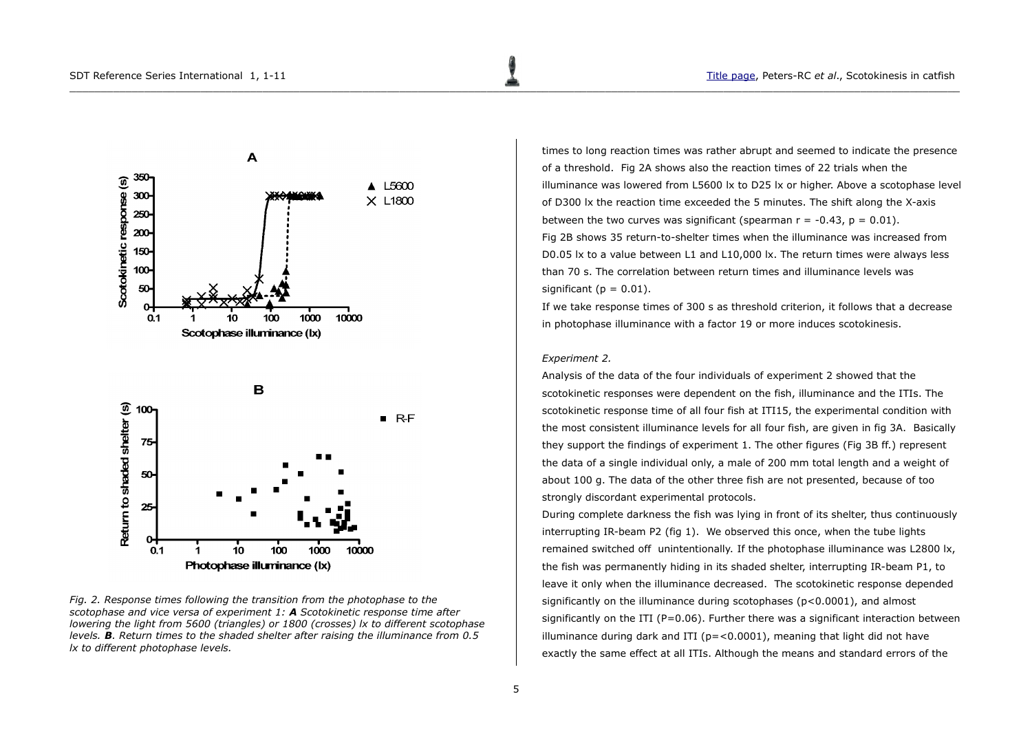Fig. 2. Response times following the transition from the photophase to the scotophase and vice versa of experiment 1: ***A*** *Scotokinetic response time after lowering the light from 5600 (triangles) or 1800 (crosses) lx to different scotophase levels.* ***B***. *Return times to the shaded shelter after raising the illuminance from 0.5 lx to different photophase levels.*

times to long reaction times was rather abrupt and seemed to indicate the presence of a threshold. Fig 2A shows also the reaction times of 22 trials when the illuminance was lowered from L5600 lx to D25 lx or higher. Above a scotophase level of D300 lx the reaction time exceeded the 5 minutes. The shift along the X-axis between the two curves was significant (spearman $r = -0.43$, $p = 0.01$).

Fig 2B shows 35 return-to-shelter times when the illuminance was increased from D0.05 lx to a value between L1 and L10,000 lx. The return times were always less than 70 s. The correlation between return times and illuminance levels was significant ($p = 0.01$).

If we take response times of 300 s as threshold criterion, it follows that a decrease in photophase illuminance with a factor 19 or more induces scotokinesis.

*Experiment 2.*

Analysis of the data of the four individuals of experiment 2 showed that the scotokinetic responses were dependent on the fish, illuminance and the ITIs. The scotokinetic response time of all four fish at ITI15, the experimental condition with the most consistent illuminance levels for all four fish, are given in fig 3A. Basically they support the findings of experiment 1. The other figures (Fig 3B ff.) represent the data of a single individual only, a male of 200 mm total length and a weight of about 100 g. The data of the other three fish are not presented, because of too strongly discordant experimental protocols.

During complete darkness the fish was lying in front of its shelter, thus continuously interrupting IR-beam P2 (fig 1). We observed this once, when the tube lights remained switched off unintentionally. If the photophase illuminance was L2800 lx, the fish was permanently hiding in its shaded shelter, interrupting IR-beam P1, to leave it only when the illuminance decreased. The scotokinetic response depended significantly on the illuminance during scotophases ($p<0.0001$), and almost significantly on the ITI ($P=0.06$). Further there was a significant interaction between illuminance during dark and ITI ($p=<0.0001$), meaning that light did not have exactly the same effect at all ITIs. Although the means and standard errors of the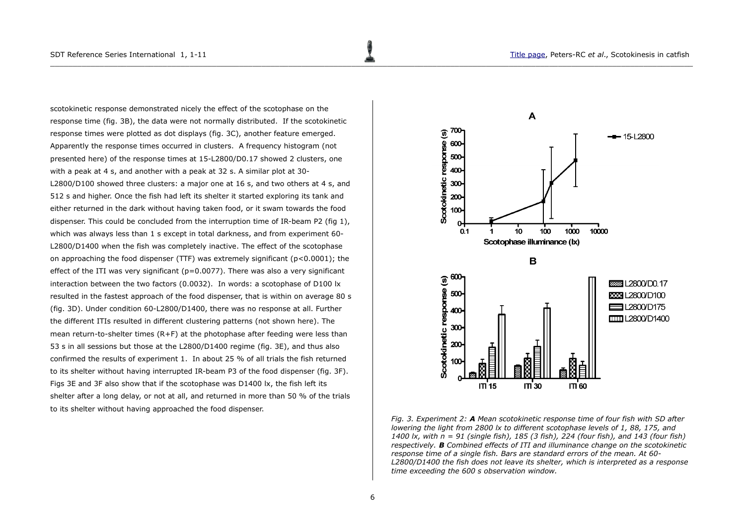scotokinetic response demonstrated nicely the effect of the scotophase on the response time (fig. 3B), the data were not normally distributed. If the scotokinetic response times were plotted as dot displays (fig. 3C), another feature emerged. Apparently the response times occurred in clusters. A frequency histogram (not presented here) of the response times at 15-L2800/D0.17 showed 2 clusters, one with a peak at 4 s, and another with a peak at 32 s. A similar plot at 30-L2800/D100 showed three clusters: a major one at 16 s, and two others at 4 s, and 512 s and higher. Once the fish had left its shelter it started exploring its tank and either returned in the dark without having taken food, or it swam towards the food dispenser. This could be concluded from the interruption time of IR-beam P2 (fig 1), which was always less than 1 s except in total darkness, and from experiment 60-L2800/D1400 when the fish was completely inactive. The effect of the scotophase on approaching the food dispenser (TTF) was extremely significant ($p<0.0001$); the effect of the ITI was very significant ($p=0.0077$). There was also a very significant interaction between the two factors (0.0032). In words: a scotophase of D100 lx resulted in the fastest approach of the food dispenser, that is within on average 80 s (fig. 3D). Under condition 60-L2800/D1400, there was no response at all. Further the different ITIs resulted in different clustering patterns (not shown here). The mean return-to-shelter times (R+F) at the photophase after feeding were less than 53 s in all sessions but those at the L2800/D1400 regime (fig. 3E), and thus also confirmed the results of experiment 1. In about 25 % of all trials the fish returned to its shelter without having interrupted IR-beam P3 of the food dispenser (fig. 3F). Figs 3E and 3F also show that if the scotophase was D1400 lx, the fish left its shelter after a long delay, or not at all, and returned in more than 50 % of the trials to its shelter without having approached the food dispenser.

*Fig. 3. Experiment 2: **A** Mean scotokinetic response time of four fish with SD after lowering the light from 2800 lx to different scotophase levels of 1, 88, 175, and 1400 lx, with n = 91 (single fish), 185 (3 fish), 224 (four fish), and 143 (four fish) respectively. **B** Combined effects of ITI and illuminance change on the scotokinetic response time of a single fish. Bars are standard errors of the mean. At 60-L2800/D1400 the fish does not leave its shelter, which is interpreted as a response time exceeding the 600 s observation window.*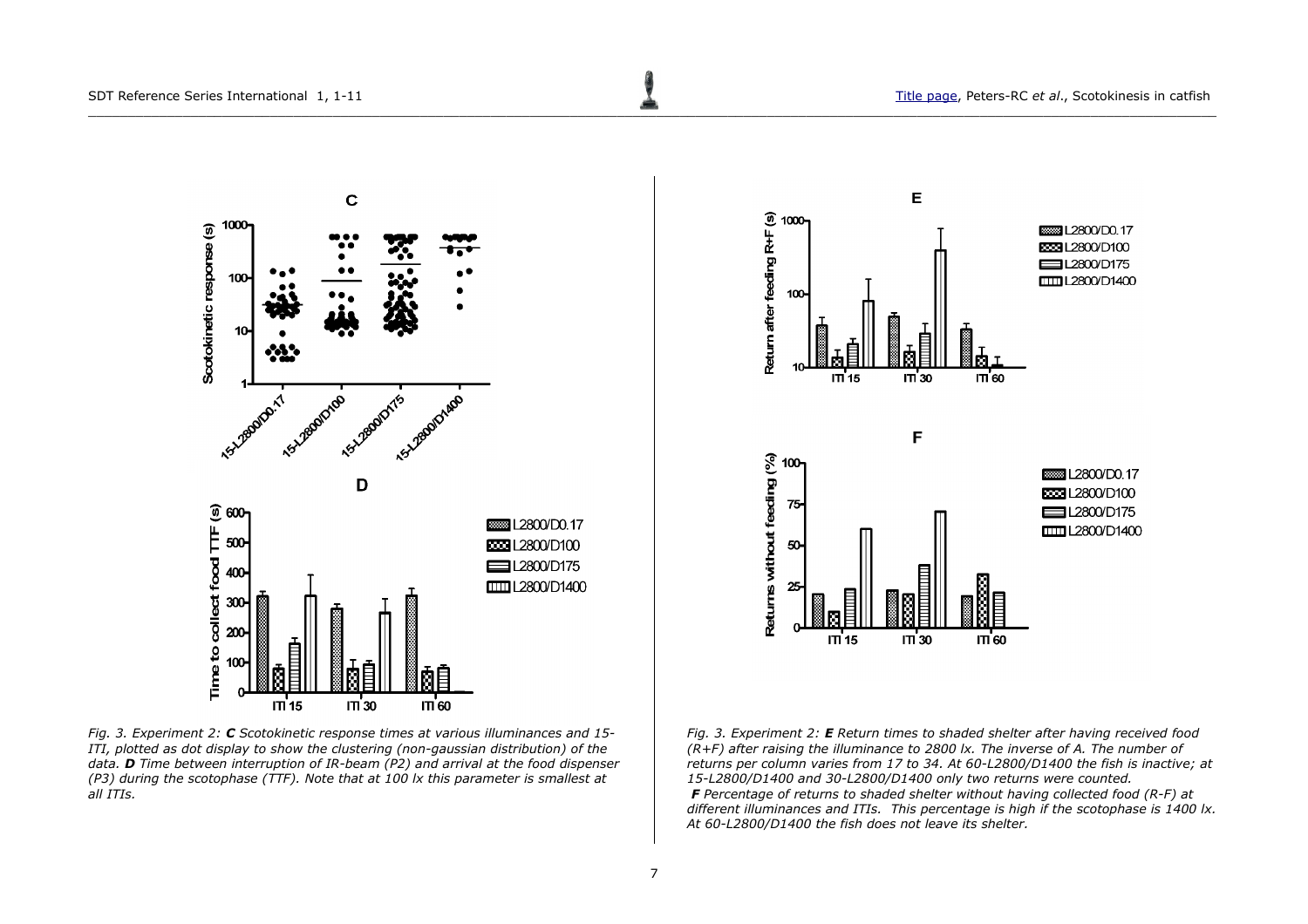*Fig. 3. Experiment 2: **C** Scotokinetic response times at various illuminances and 15-ITI, plotted as dot display to show the clustering (non-gaussian distribution) of the data. **D** Time between interruption of IR-beam (P2) and arrival at the food dispenser (P3) during the scotophase (TTF). Note that at 100 lx this parameter is smallest at all ITIs.*

*Fig. 3. Experiment 2: **E** Return times to shaded shelter after having received food (R+F) after raising the illuminance to 2800 lx. The inverse of A. The number of returns per column varies from 17 to 34. At 60-L2800/D1400 the fish is inactive; at 15-L2800/D1400 and 30-L2800/D1400 only two returns were counted.*

***F** Percentage of returns to shaded shelter without having collected food (R-F) at different illuminances and ITIs. This percentage is high if the scotophase is 1400 lx. At 60-L2800/D1400 the fish does not leave its shelter.*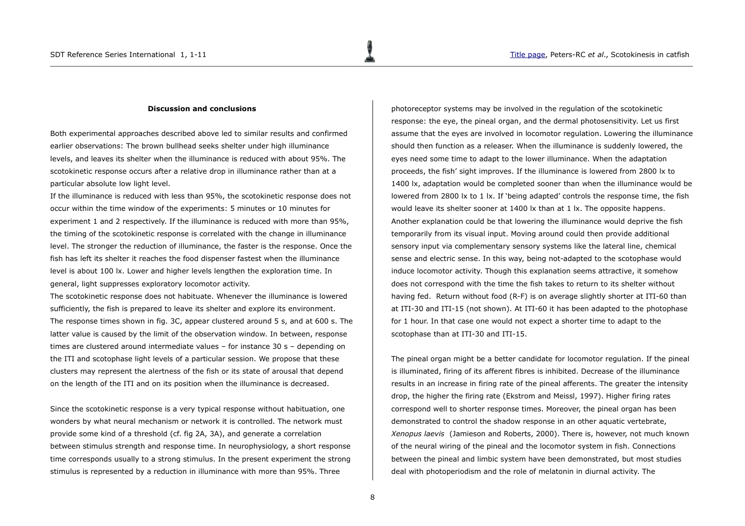### Discussion and conclusions

Both experimental approaches described above led to similar results and confirmed earlier observations: The brown bullhead seeks shelter under high illuminance levels, and leaves its shelter when the illuminance is reduced with about 95%. The scotokinetic response occurs after a relative drop in illuminance rather than at a particular absolute low light level.

If the illuminance is reduced with less than 95%, the scotokinetic response does not occur within the time window of the experiments: 5 minutes or 10 minutes for experiment 1 and 2 respectively. If the illuminance is reduced with more than 95%, the timing of the scotokinetic response is correlated with the change in illuminance level. The stronger the reduction of illuminance, the faster is the response. Once the fish has left its shelter it reaches the food dispenser fastest when the illuminance level is about 100 lx. Lower and higher levels lengthen the exploration time. In general, light suppresses exploratory locomotor activity.

The scotokinetic response does not habituate. Whenever the illuminance is lowered sufficiently, the fish is prepared to leave its shelter and explore its environment. The response times shown in fig. 3C, appear clustered around 5 s, and at 600 s. The latter value is caused by the limit of the observation window. In between, response times are clustered around intermediate values – for instance 30 s – depending on the ITI and scotophase light levels of a particular session. We propose that these clusters may represent the alertness of the fish or its state of arousal that depend on the length of the ITI and on its position when the illuminance is decreased.

Since the scotokinetic response is a very typical response without habituation, one wonders by what neural mechanism or network it is controlled. The network must provide some kind of a threshold (cf. fig 2A, 3A), and generate a correlation between stimulus strength and response time. In neurophysiology, a short response time corresponds usually to a strong stimulus. In the present experiment the strong stimulus is represented by a reduction in illuminance with more than 95%. Three photoreceptor systems may be involved in the regulation of the scotokinetic response: the eye, the pineal organ, and the dermal photosensitivity. Let us first assume that the eyes are involved in locomotor regulation. Lowering the illuminance should then function as a releaser. When the illuminance is suddenly lowered, the eyes need some time to adapt to the lower illuminance. When the adaptation proceeds, the fish' sight improves. If the illuminance is lowered from 2800 lx to 1400 lx, adaptation would be completed sooner than when the illuminance would be lowered from 2800 lx to 1 lx. If 'being adapted' controls the response time, the fish would leave its shelter sooner at 1400 lx than at 1 lx. The opposite happens. Another explanation could be that lowering the illuminance would deprive the fish temporarily from its visual input. Moving around could then provide additional sensory input via complementary sensory systems like the lateral line, chemical sense and electric sense. In this way, being not-adapted to the scotophase would induce locomotor activity. Though this explanation seems attractive, it somehow does not correspond with the time the fish takes to return to its shelter without having fed. Return without food (R-F) is on average slightly shorter at ITI-60 than at ITI-30 and ITI-15 (not shown). At ITI-60 it has been adapted to the photophase for 1 hour. In that case one would not expect a shorter time to adapt to the scotophase than at ITI-30 and ITI-15.

The pineal organ might be a better candidate for locomotor regulation. If the pineal is illuminated, firing of its afferent fibres is inhibited. Decrease of the illuminance results in an increase in firing rate of the pineal afferents. The greater the intensity drop, the higher the firing rate (Ekstrom and Meissl, 1997). Higher firing rates correspond well to shorter response times. Moreover, the pineal organ has been demonstrated to control the shadow response in an other aquatic vertebrate, *Xenopus laevis* (Jamieson and Roberts, 2000). There is, however, not much known of the neural wiring of the pineal and the locomotor system in fish. Connections between the pineal and limbic system have been demonstrated, but most studies deal with photoperiodism and the role of melatonin in diurnal activity. The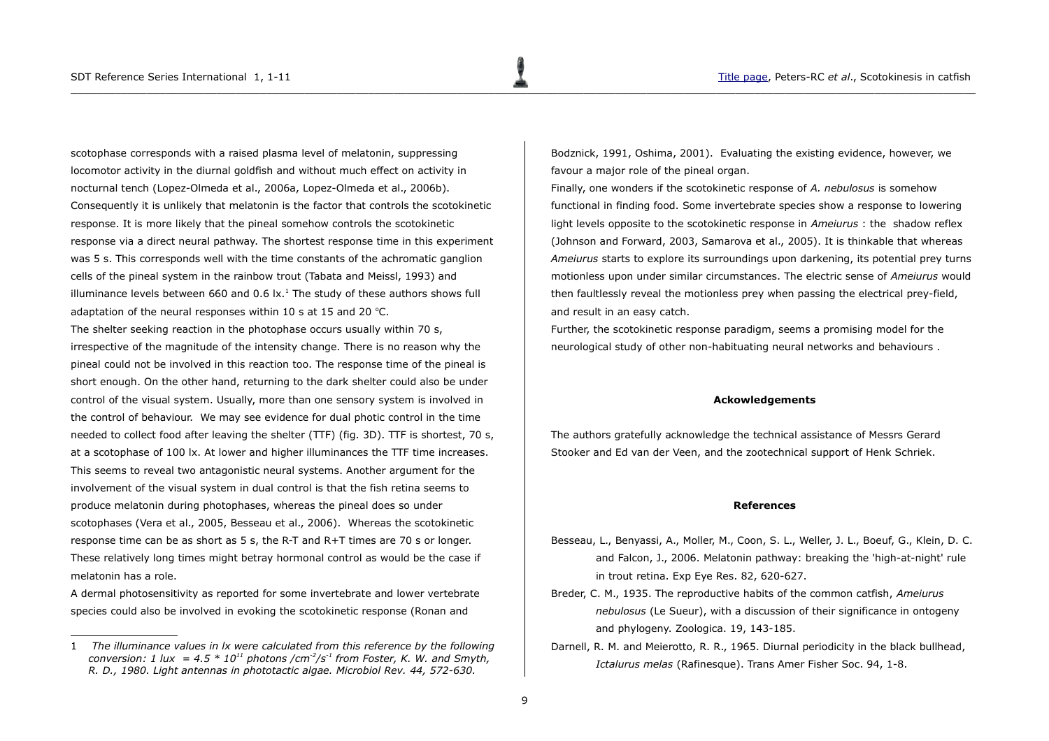scotophase corresponds with a raised plasma level of melatonin, suppressing locomotor activity in the diurnal goldfish and without much effect on activity in nocturnal tench (Lopez-Olmeda et al., 2006a, Lopez-Olmeda et al., 2006b). Consequently it is unlikely that melatonin is the factor that controls the scotokinetic response. It is more likely that the pineal somehow controls the scotokinetic response via a direct neural pathway. The shortest response time in this experiment was 5 s. This corresponds well with the time constants of the achromatic ganglion cells of the pineal system in the rainbow trout (Tabata and Meissl, 1993) and illuminance levels between 660 and 0.6 lx.[1] The study of these authors shows full adaptation of the neural responses within 10 s at 15 and 20 °C.

The shelter seeking reaction in the photophase occurs usually within 70 s, irrespective of the magnitude of the intensity change. There is no reason why the pineal could not be involved in this reaction too. The response time of the pineal is short enough. On the other hand, returning to the dark shelter could also be under control of the visual system. Usually, more than one sensory system is involved in the control of behaviour. We may see evidence for dual photic control in the time needed to collect food after leaving the shelter (TTF) (fig. 3D). TTF is shortest, 70 s, at a scotophase of 100 lx. At lower and higher illuminances the TTF time increases. This seems to reveal two antagonistic neural systems. Another argument for the involvement of the visual system in dual control is that the fish retina seems to produce melatonin during photophases, whereas the pineal does so under scotophases (Vera et al., 2005, Besseau et al., 2006). Whereas the scotokinetic response time can be as short as 5 s, the R-T and R+T times are 70 s or longer. These relatively long times might betray hormonal control as would be the case if melatonin has a role.

A dermal photosensitivity as reported for some invertebrate and lower vertebrate species could also be involved in evoking the scotokinetic response (Ronan and Bodznick, 1991, Oshima, 2001). Evaluating the existing evidence, however, we favour a major role of the pineal organ.

Finally, one wonders if the scotokinetic response of *A. nebulosus* is somehow functional in finding food. Some invertebrate species show a response to lowering light levels opposite to the scotokinetic response in *Ameiurus* : the shadow reflex (Johnson and Forward, 2003, Samarova et al., 2005). It is thinkable that whereas *Ameiurus* starts to explore its surroundings upon darkening, its potential prey turns motionless upon under similar circumstances. The electric sense of *Ameiurus* would then faultlessly reveal the motionless prey when passing the electrical prey-field, and result in an easy catch.

Further, the scotokinetic response paradigm, seems a promising model for the neurological study of other non-habituating neural networks and behaviours .

[1] *The illuminance values in lx were calculated from this reference by the following conversion: 1 lux = 4.5 * $10^{11}$ photons /$cm^{-2}$/$s^{-1}$ from Foster, K. W. and Smyth, R. D., 1980. Light antennas in phototactic algae. Microbiol Rev. 44, 572-630.*

#### Ackowledgements

The authors gratefully acknowledge the technical assistance of Messrs Gerard Stooker and Ed van der Veen, and the zootechnical support of Henk Schriek.

#### References

Besseau, L., Benyassi, A., Moller, M., Coon, S. L., Weller, J. L., Boeuf, G., Klein, D. C. and Falcon, J., 2006. Melatonin pathway: breaking the 'high-at-night' rule in trout retina. Exp Eye Res. 82, 620-627.

Breder, C. M., 1935. The reproductive habits of the common catfish, *Ameiurus nebulosus* (Le Sueur), with a discussion of their significance in ontogeny and phylogeny. Zoologica. 19, 143-185.

Darnell, R. M. and Meierotto, R. R., 1965. Diurnal periodicity in the black bullhead, *Ictalurus melas* (Rafinesque). Trans Amer Fisher Soc. 94, 1-8.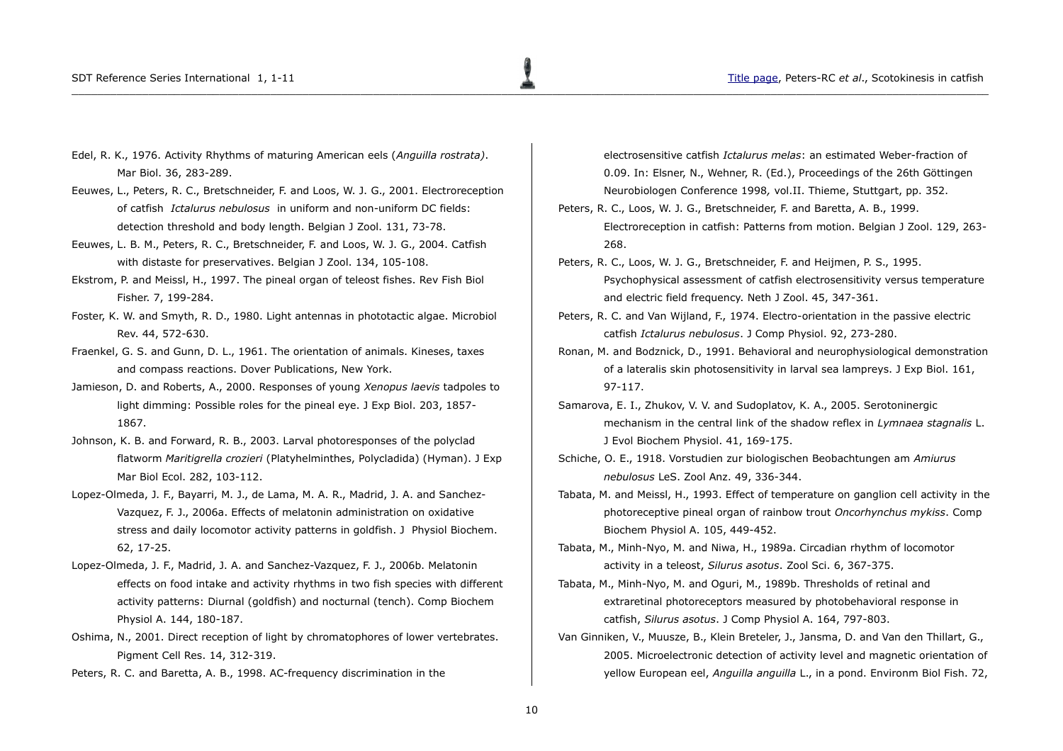Edel, R. K., 1976. Activity Rhythms of maturing American eels (*Anguilla rostrata)*. Mar Biol. 36, 283-289.

Eeuwes, L., Peters, R. C., Bretschneider, F. and Loos, W. J. G., 2001. Electroreception of catfish *Ictalurus nebulosus* in uniform and non-uniform DC fields: detection threshold and body length. Belgian J Zool. 131, 73-78.

Eeuwes, L. B. M., Peters, R. C., Bretschneider, F. and Loos, W. J. G., 2004. Catfish with distaste for preservatives. Belgian J Zool. 134, 105-108.

Ekstrom, P. and Meissl, H., 1997. The pineal organ of teleost fishes. Rev Fish Biol Fisher. 7, 199-284.

Foster, K. W. and Smyth, R. D., 1980. Light antennas in phototactic algae. Microbiol Rev. 44, 572-630.

Fraenkel, G. S. and Gunn, D. L., 1961. The orientation of animals. Kineses, taxes and compass reactions. Dover Publications, New York.

Jamieson, D. and Roberts, A., 2000. Responses of young *Xenopus laevis* tadpoles to light dimming: Possible roles for the pineal eye. J Exp Biol. 203, 1857-1867.

Johnson, K. B. and Forward, R. B., 2003. Larval photoresponses of the polyclad flatworm *Maritigrella crozieri* (Platyhelminthes, Polycladida) (Hyman). J Exp Mar Biol Ecol. 282, 103-112.

Lopez-Olmeda, J. F., Bayarri, M. J., de Lama, M. A. R., Madrid, J. A. and Sanchez-Vazquez, F. J., 2006a. Effects of melatonin administration on oxidative stress and daily locomotor activity patterns in goldfish. J Physiol Biochem. 62, 17-25.

Lopez-Olmeda, J. F., Madrid, J. A. and Sanchez-Vazquez, F. J., 2006b. Melatonin effects on food intake and activity rhythms in two fish species with different activity patterns: Diurnal (goldfish) and nocturnal (tench). Comp Biochem Physiol A. 144, 180-187.

Oshima, N., 2001. Direct reception of light by chromatophores of lower vertebrates. Pigment Cell Res. 14, 312-319.

Peters, R. C. and Baretta, A. B., 1998. AC-frequency discrimination in the electrosensitive catfish *Ictalurus melas*: an estimated Weber-fraction of 0.09. In: Elsner, N., Wehner, R. (Ed.), Proceedings of the 26th Göttingen Neurobiologen Conference 1998*,* vol.II. Thieme, Stuttgart, pp. 352.

Peters, R. C., Loos, W. J. G., Bretschneider, F. and Baretta, A. B., 1999. Electroreception in catfish: Patterns from motion. Belgian J Zool. 129, 263-268.

Peters, R. C., Loos, W. J. G., Bretschneider, F. and Heijmen, P. S., 1995. Psychophysical assessment of catfish electrosensitivity versus temperature and electric field frequency. Neth J Zool. 45, 347-361.

Peters, R. C. and Van Wijland, F., 1974. Electro-orientation in the passive electric catfish *Ictalurus nebulosus*. J Comp Physiol. 92, 273-280.

Ronan, M. and Bodznick, D., 1991. Behavioral and neurophysiological demonstration of a lateralis skin photosensitivity in larval sea lampreys. J Exp Biol. 161, 97-117.

Samarova, E. I., Zhukov, V. V. and Sudoplatov, K. A., 2005. Serotoninergic mechanism in the central link of the shadow reflex in *Lymnaea stagnalis* L. J Evol Biochem Physiol. 41, 169-175.

Schiche, O. E., 1918. Vorstudien zur biologischen Beobachtungen am *Amiurus nebulosus* LeS. Zool Anz. 49, 336-344.

Tabata, M. and Meissl, H., 1993. Effect of temperature on ganglion cell activity in the photoreceptive pineal organ of rainbow trout *Oncorhynchus mykiss*. Comp Biochem Physiol A. 105, 449-452.

Tabata, M., Minh-Nyo, M. and Niwa, H., 1989a. Circadian rhythm of locomotor activity in a teleost, *Silurus asotus*. Zool Sci. 6, 367-375.

Tabata, M., Minh-Nyo, M. and Oguri, M., 1989b. Thresholds of retinal and extraretinal photoreceptors measured by photobehavioral response in catfish, *Silurus asotus*. J Comp Physiol A. 164, 797-803.

Van Ginniken, V., Muusze, B., Klein Breteler, J., Jansma, D. and Van den Thillart, G., 2005. Microelectronic detection of activity level and magnetic orientation of yellow European eel, *Anguilla anguilla* L., in a pond. Environm Biol Fish. 72,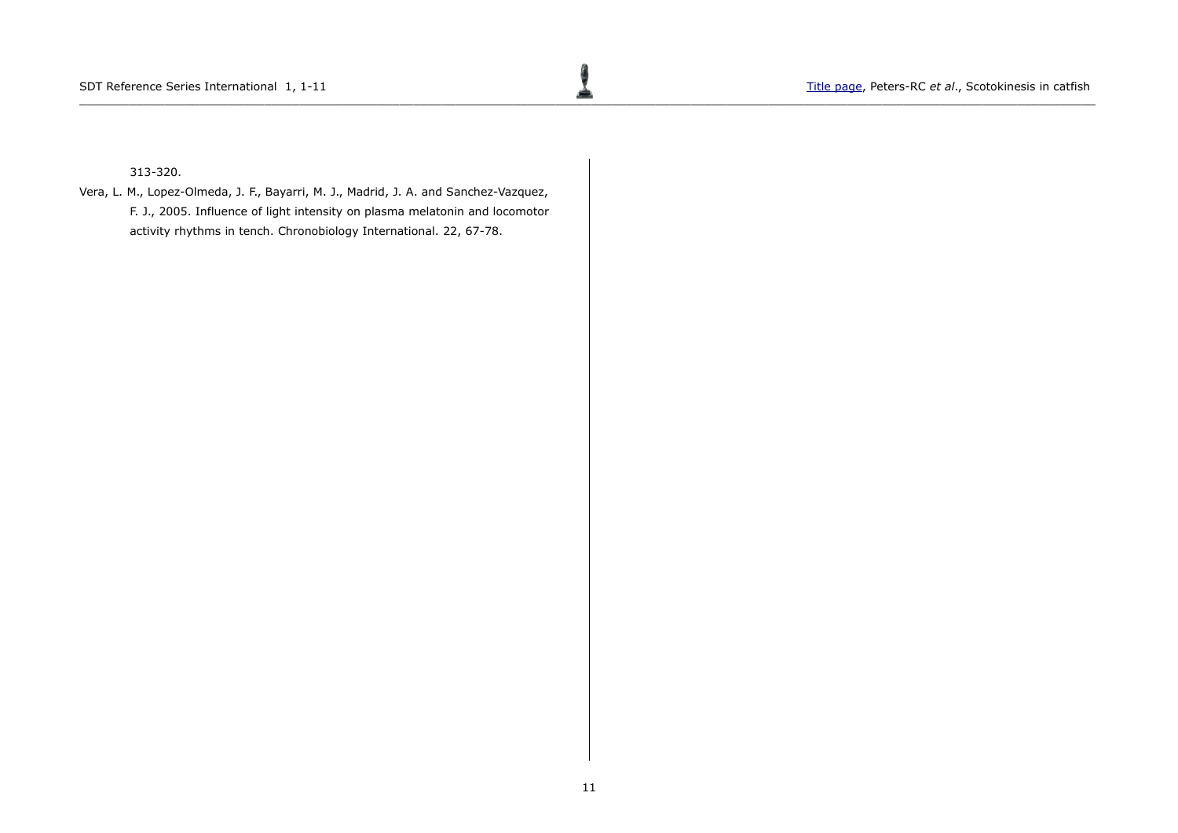313-320.

Vera, L. M., Lopez-Olmeda, J. F., Bayarri, M. J., Madrid, J. A. and Sanchez-Vazquez, F. J., 2005. Influence of light intensity on plasma melatonin and locomotor activity rhythms in tench. Chronobiology International. 22, 67-78.